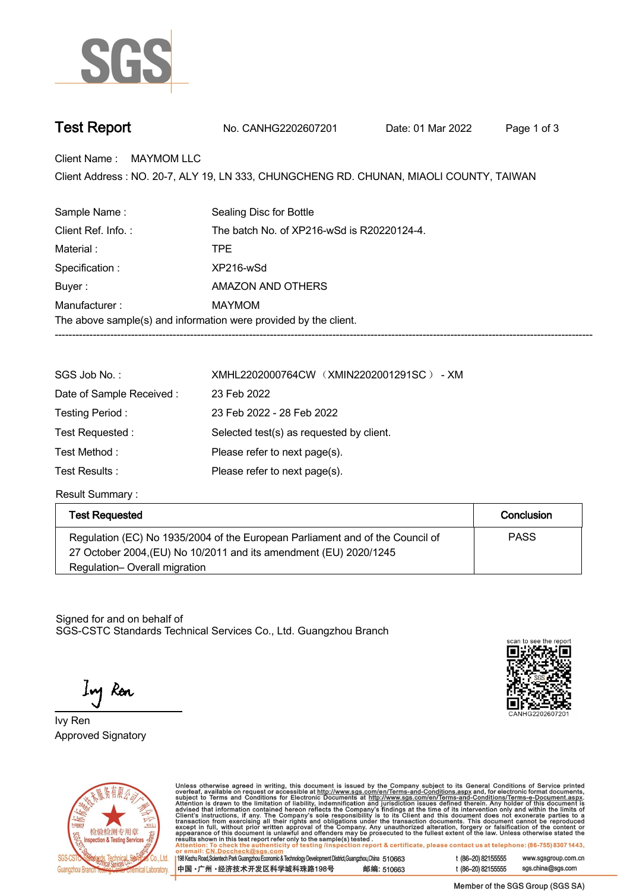SGS

# Test Report

No. CANHG2202607201 Date: 01 Mar 2022

Client Name : MAYMOM LLC

Client Address : NO. 20-7, ALY 19, LN 333, CHUNGCHENG RD. CHUNAN, MIAOLI COUNTY, TAIWAN

Sample Name : Sealing Disc for Bottle

Client Ref. Info. : The batch No. of XP216-wSd is R20220124-4.

Material : TPE

Specification : XP216-wSd

Buyer : AMAZON AND OTHERS

Manufacturer : MAYMOM

The above sample(s) and information were provided by the client.

---

SGS Job No. : XMHL2202000764CW （XMIN2202001291SC） - XM

Date of Sample Received : 23 Feb 2022

Testing Period : 23 Feb 2022 - 28 Feb 2022

Test Requested : Selected test(s) as requested by client.

Test Method : Please refer to next page(s).

Test Results : Please refer to next page(s).

Result Summary :

| Test Requested | Conclusion |
|---|---|
| Regulation (EC) No 1935/2004 of the European Parliament and of the Council of 27 October 2004,(EU) No 10/2011 and its amendment (EU) 2020/1245 Regulation– Overall migration | PASS |

Signed for and on behalf of
SGS-CSTC Standards Technical Services Co., Ltd. Guangzhou Branch

scan to see the report
CANHG2202607201

Ivy Ren
Approved Signatory

Unless otherwise agreed in writing, this document is issued by the Company subject to its General Conditions of Service printed overleaf, available on request or accessible at http://www.sgs.com/en/Terms-and-Conditions.aspx and, for electronic format documents, subject to Terms and Conditions for Electronic Documents at http://www.sgs.com/en/Terms-and-Conditions/Terms-e-Document.aspx. Attention is drawn to the limitation of liability, indemnification and jurisdiction issues defined therein. Any holder of this document is advised that information contained hereon reflects the Company's findings at the time of its intervention only and within the limits of Client's instructions, if any. The Company's sole responsibility is to its Client and this document does not exonerate parties to a transaction from exercising all their rights and obligations under the transaction documents. This document cannot be reproduced except in full, without prior written approval of the Company. Any unauthorized alteration, forgery or falsification of the content or appearance of this document is unlawful and offenders may be prosecuted to the fullest extent of the law. Unless otherwise stated the results shown in this test report refer only to the sample(s) tested.
Attention: To check the authenticity of testing /inspection report & certificate, please contact us at telephone: (86-755) 8307 1443, or email: CN.Doccheck@sgs.com

198 Kezhu Road,Scientech Park Guangzhou Economic & Technology Development District,Guangzhou,China 510663 t (86–20) 82155555 www.sgsgroup.com.cn
中国・广州・经济技术开发区科学城科珠路198号 邮编: 510663 t (86–20) 82155555 sgs.china@sgs.com

Member of the SGS Group (SGS SA)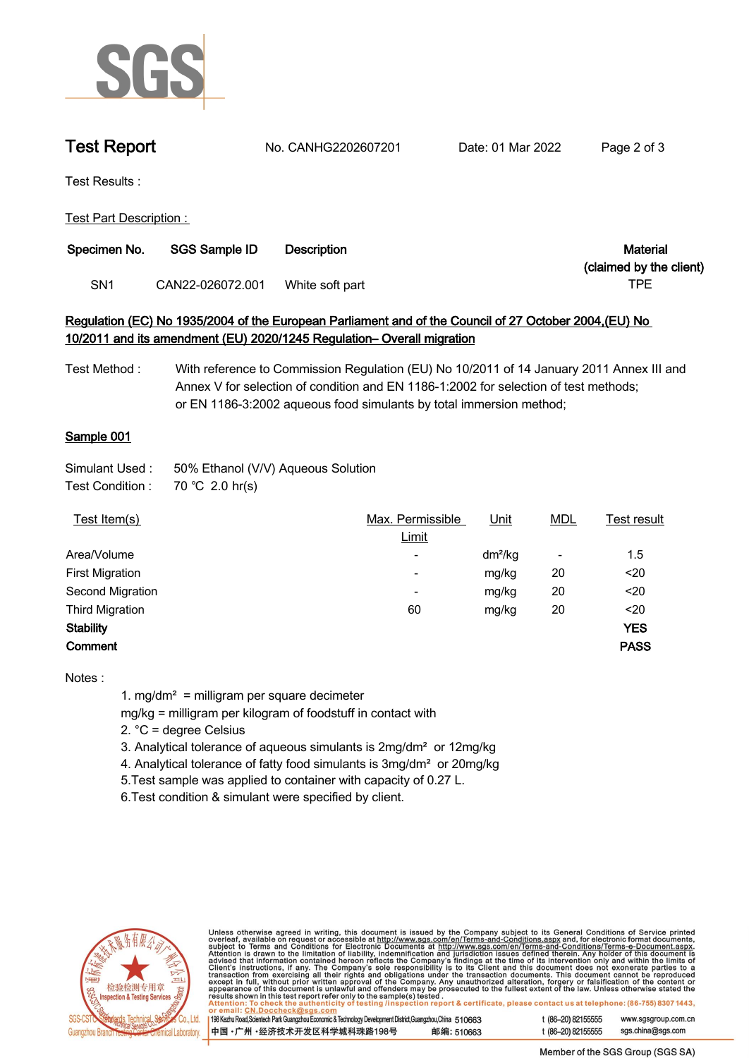# Test Report

No. CANHG2202607201 Date: 01 Mar 2022

Test Results :

Test Part Description :

| Specimen No. | SGS Sample ID | Description | Material (claimed by the client) |
|---|---|---|---|
| SN1 | CAN22-026072.001 | White soft part | TPE |

**Regulation (EC) No 1935/2004 of the European Parliament and of the Council of 27 October 2004,(EU) No 10/2011 and its amendment (EU) 2020/1245 Regulation– Overall migration**

Test Method : With reference to Commission Regulation (EU) No 10/2011 of 14 January 2011 Annex III and Annex V for selection of condition and EN 1186-1:2002 for selection of test methods; or EN 1186-3:2002 aqueous food simulants by total immersion method;

**Sample 001**

Simulant Used : 50% Ethanol (V/V) Aqueous Solution
Test Condition : 70 ℃ 2.0 hr(s)

| Test Item(s) | Max. Permissible Limit | Unit | MDL | Test result |
|---|---|---|---|---|
| Area/Volume | - | $dm^2/kg$ | - | 1.5 |
| First Migration | - | mg/kg | 20 | <20 |
| Second Migration | - | mg/kg | 20 | <20 |
| Third Migration | 60 | mg/kg | 20 | <20 |
| **Stability** | | | | **YES** |
| **Comment** | | | | **PASS** |

Notes :

1. $mg/dm^2$ = milligram per square decimeter
   mg/kg = milligram per kilogram of foodstuff in contact with
2. °C = degree Celsius
3. Analytical tolerance of aqueous simulants is $2mg/dm^2$ or 12mg/kg
4. Analytical tolerance of fatty food simulants is $3mg/dm^2$ or 20mg/kg
5. Test sample was applied to container with capacity of 0.27 L.
6. Test condition & simulant were specified by client.

Unless otherwise agreed in writing, this document is issued by the Company subject to its General Conditions of Service printed overleaf, available on request or accessible at http://www.sgs.com/en/Terms-and-Conditions.aspx and, for electronic format documents, subject to Terms and Conditions for Electronic Documents at http://www.sgs.com/en/Terms-and-Conditions/Terms-e-Document.aspx. Attention is drawn to the limitation of liability, indemnification and jurisdiction issues defined therein. Any holder of this document is advised that information contained hereon reflects the Company's findings at the time of its intervention only and within the limits of Client's instructions, if any. The Company's sole responsibility is to its Client and this document does not exonerate parties to a transaction from exercising all their rights and obligations under the transaction documents. This document cannot be reproduced except in full, without prior written approval of the Company. Any unauthorized alteration, forgery or falsification of the content or appearance of this document is unlawful and offenders may be prosecuted to the fullest extent of the law. Unless otherwise stated the results shown in this test report refer only to the sample(s) tested.
Attention: To check the authenticity of testing /inspection report & certificate, please contact us at telephone: (86-755) 8307 1443, or email: CN.Doccheck@sgs.com

198 Kezhu Road,Scientech Park Guangzhou Economic & Technology Development District,Guangzhou,China 510663 t (86–20) 82155555 www.sgsgroup.com.cn
中国・广州・经济技术开发区科学城科珠路198号 邮编: 510663 t (86–20) 82155555 sgs.china@sgs.com

Member of the SGS Group (SGS SA)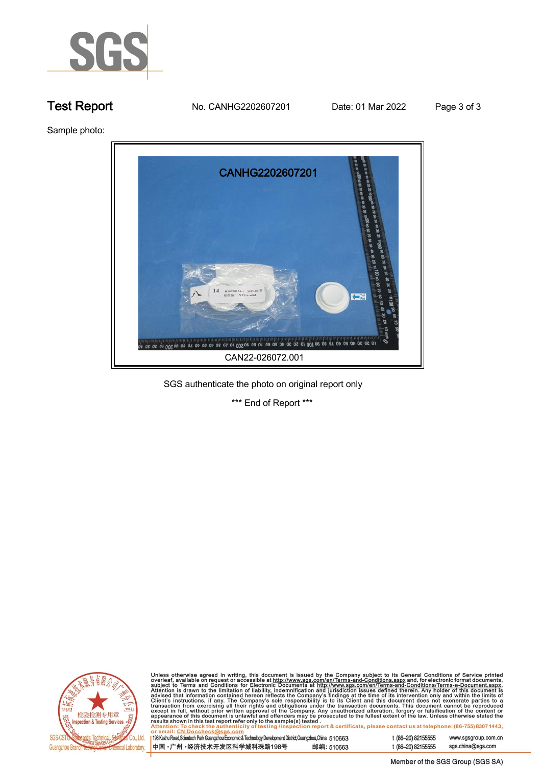Sample photo:

CAN22-026072.001

SGS authenticate the photo on original report only

*** End of Report ***

Unless otherwise agreed in writing, this document is issued by the Company subject to its General Conditions of Service printed overleaf, available on request or accessible at http://www.sgs.com/en/Terms-and-Conditions.aspx and, for electronic format documents, subject to Terms and Conditions for Electronic Documents at http://www.sgs.com/en/Terms-and-Conditions/Terms-e-Document.aspx. Attention is drawn to the limitation of liability, indemnification and jurisdiction issues defined therein. Any holder of this document is advised that information contained hereon reflects the Company's findings at the time of its intervention only and within the limits of Client's instructions, if any. The Company's sole responsibility is to its Client and this document does not exonerate parties to a transaction from exercising all their rights and obligations under the transaction documents. This document cannot be reproduced except in full, without prior written approval of the Company. Any unauthorized alteration, forgery or falsification of the content or appearance of this document is unlawful and offenders may be prosecuted to the fullest extent of the law. Unless otherwise stated the results shown in this test report refer only to the sample(s) tested.
Attention: To check the authenticity of testing /inspection report & certificate, please contact us at telephone: (86-755) 8307 1443, or email: CN.Doccheck@sgs.com

SGS-CSTC Standards Technical Services Co., Ltd. Guangzhou Branch Testing Center Chemical Laboratory.

198 Kezhu Road,Scientech Park Guangzhou Economic & Technology Development District,Guangzhou,China 510663 t (86–20) 82155555 www.sgsgroup.com.cn
中国 ·广州 ·经济技术开发区科学城科珠路198号 邮编: 510663 t (86–20) 82155555 sgs.china@sgs.com

Member of the SGS Group (SGS SA)